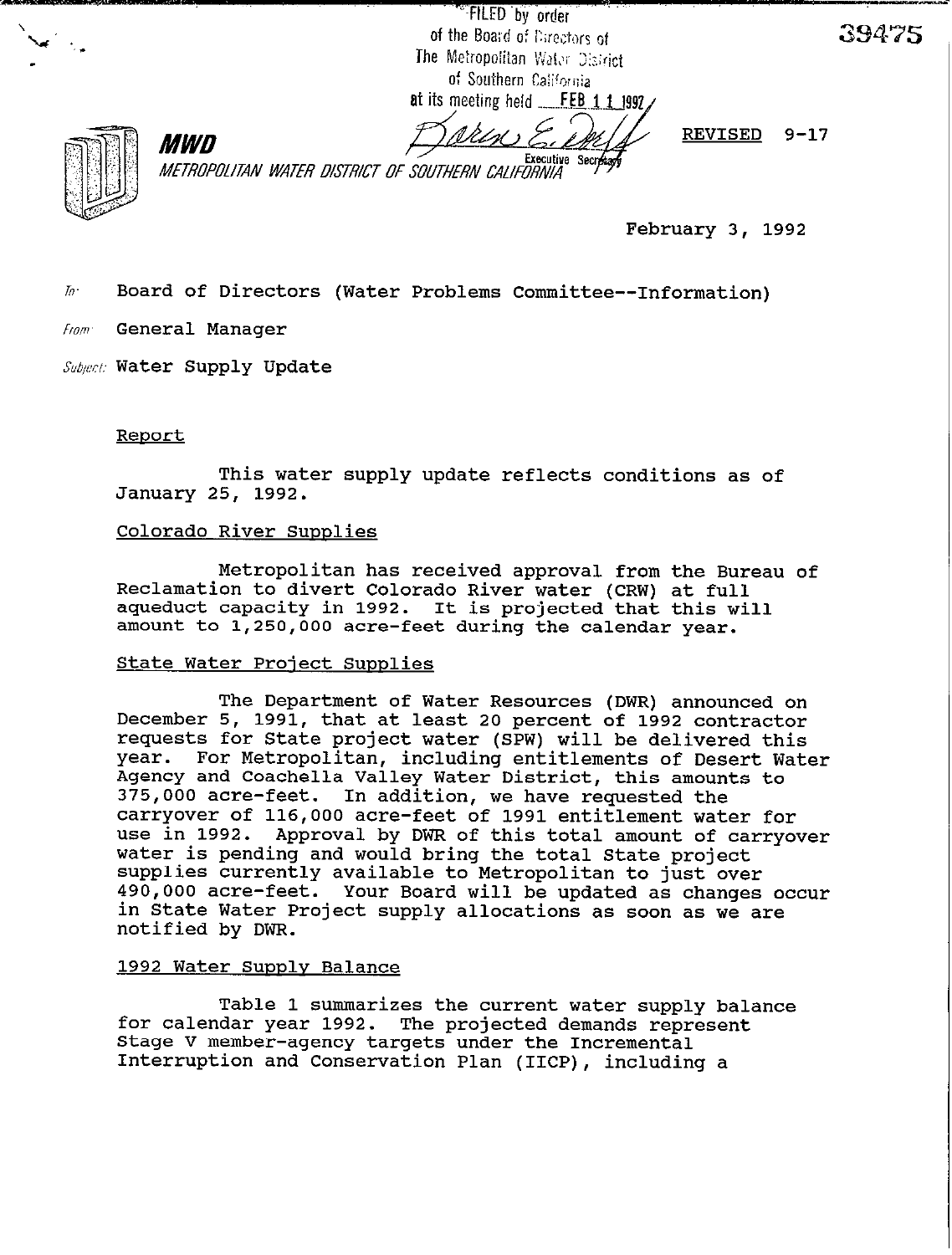FILED by order of the Board of Directors of The Metropolitan Water District of Southern California at its meeting held FEB 11 1992

Executive Secretary

39475

**MWD**

METROPOLITAN WATER DISTRICT OF SOUTHERN CALIFORNIA

REVISED 9-17

February 3, 1992

To: Board of Directors (Water Problems Committee--Information)

From: General Manager

Subject: Water Supply Update

Report

This water supply update reflects conditions as of January 25, 1992.

Colorado River Supplies

Metropolitan has received approval from the Bureau of Reclamation to divert Colorado River water (CRW) at full aqueduct capacity in 1992. It is projected that this will amount to 1,250,000 acre-feet during the calendar year.

State Water Project Supplies

The Department of Water Resources (DWR) announced on December 5, 1991, that at least 20 percent of 1992 contractor requests for State project water (SPW) will be delivered this year. For Metropolitan, including entitlements of Desert Water Agency and Coachella Valley Water District, this amounts to 375,000 acre-feet. In addition, we have requested the carryover of 116,000 acre-feet of 1991 entitlement water for use in 1992. Approval by DWR of this total amount of carryover water is pending and would bring the total State project supplies currently available to Metropolitan to just over 490,000 acre-feet. Your Board will be updated as changes occur in State Water Project supply allocations as soon as we are notified by DWR.

1992 Water Supply Balance

Table 1 summarizes the current water supply balance for calendar year 1992. The projected demands represent Stage V member-agency targets under the Incremental Interruption and Conservation Plan (IICP), including a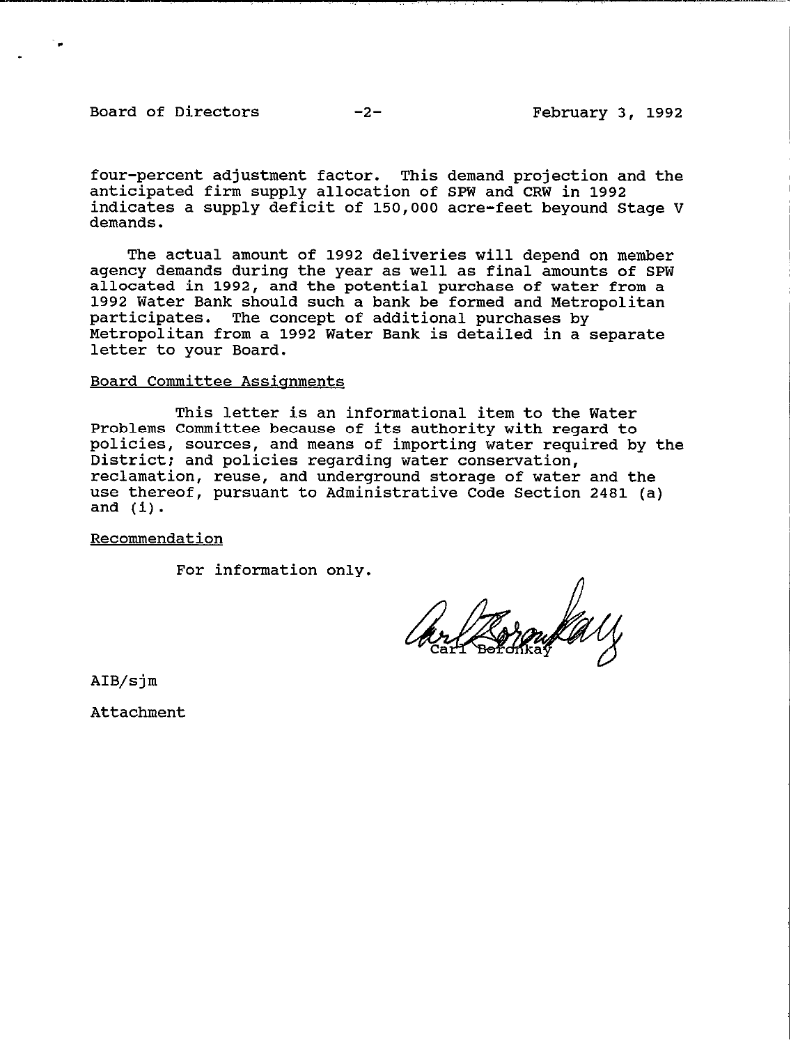four-percent adjustment factor. This demand projection and the anticipated firm supply allocation of SPW and CRW in 1992 indicates a supply deficit of 150,000 acre-feet beyound Stage V demands.

The actual amount of 1992 deliveries will depend on member agency demands during the year as well as final amounts of SPW allocated in 1992, and the potential purchase of water from a 1992 Water Bank should such a bank be formed and Metropolitan participates. The concept of additional purchases by Metropolitan from a 1992 Water Bank is detailed in a separate letter to your Board.

Board Committee Assignments

This letter is an informational item to the Water Problems Committee because of its authority with regard to policies, sources, and means of importing water required by the District; and policies regarding water conservation, reclamation, reuse, and underground storage of water and the use thereof, pursuant to Administrative Code Section 2481 (a) and (i).

Recommendation

For information only.

Carl Boronkay

AIB/sjm

Attachment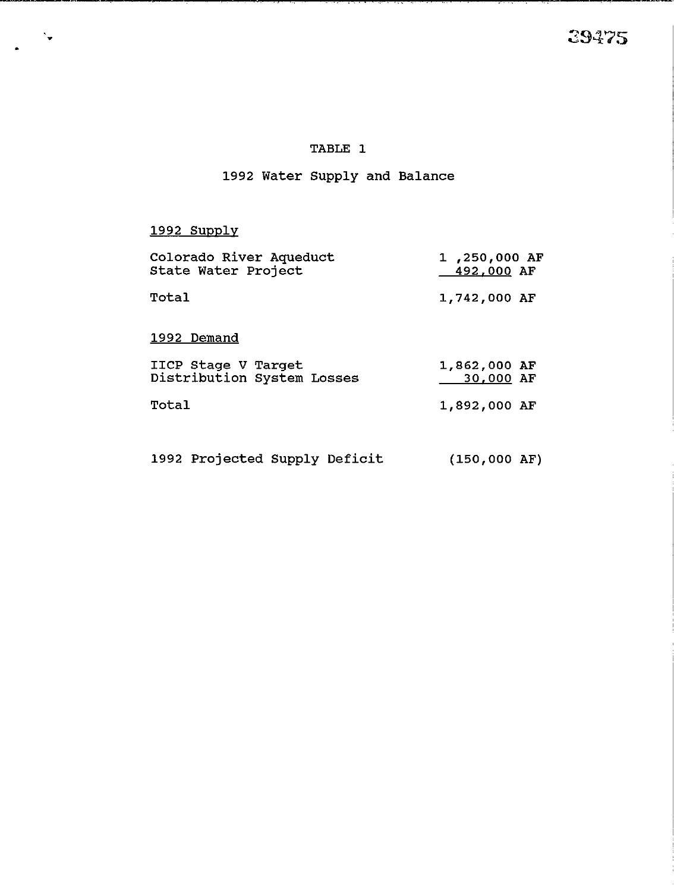# TABLE 1

## 1992 Water Supply and Balance

| | |
|---|---|
| **1992 Supply** | |
| Colorado River Aqueduct | 1 ,250,000 AF |
| State Water Project | 492,000 AF |
| Total | 1,742,000 AF |
| **1992 Demand** | |
| IICP Stage V Target | 1,862,000 AF |
| Distribution System Losses | 30,000 AF |
| Total | 1,892,000 AF |
| 1992 Projected Supply Deficit | (150,000 AF) |